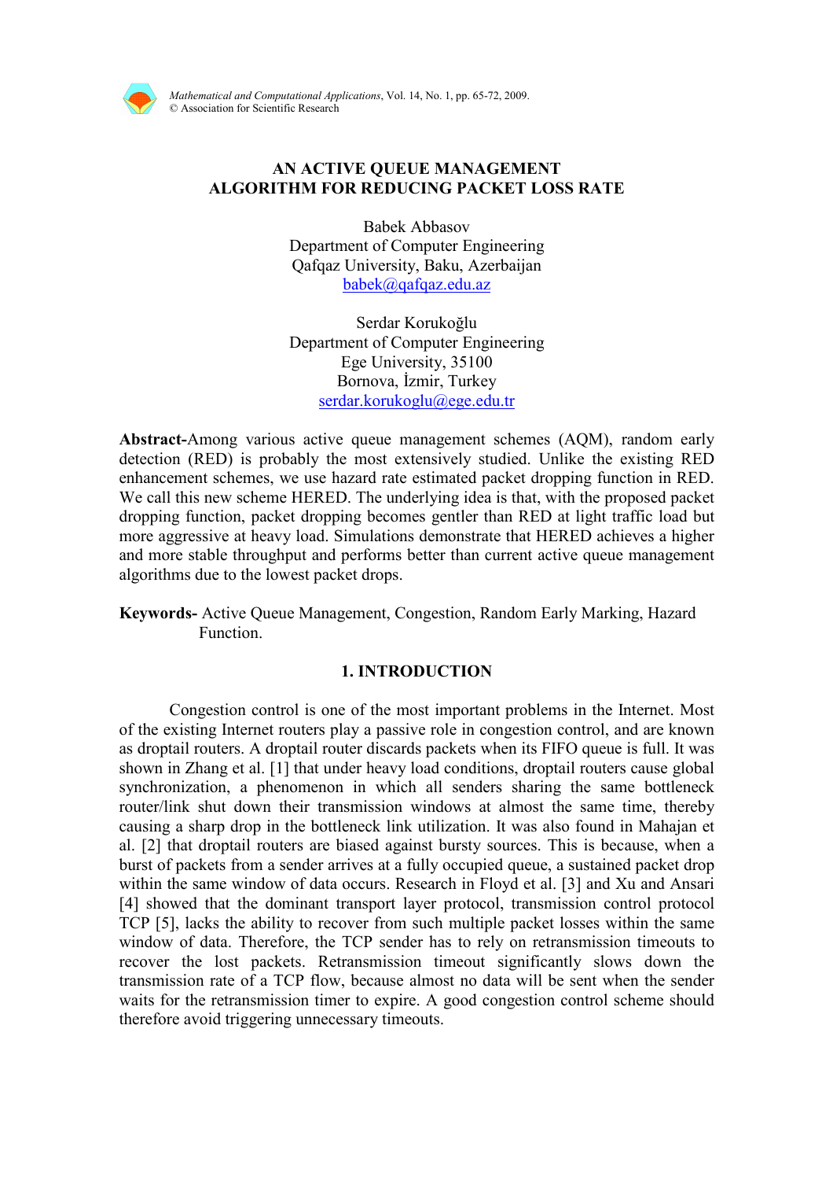# AN ACTIVE QUEUE MANAGEMENT ALGORITHM FOR REDUCING PACKET LOSS RATE

Babek Abbasov
Department of Computer Engineering
Qafqaz University, Baku, Azerbaijan
babek@qafqaz.edu.az

Serdar Korukoğlu
Department of Computer Engineering
Ege University, 35100
Bornova, İzmir, Turkey
serdar.korukoglu@ege.edu.tr

**Abstract-**Among various active queue management schemes (AQM), random early detection (RED) is probably the most extensively studied. Unlike the existing RED enhancement schemes, we use hazard rate estimated packet dropping function in RED. We call this new scheme HERED. The underlying idea is that, with the proposed packet dropping function, packet dropping becomes gentler than RED at light traffic load but more aggressive at heavy load. Simulations demonstrate that HERED achieves a higher and more stable throughput and performs better than current active queue management algorithms due to the lowest packet drops.

**Keywords-** Active Queue Management, Congestion, Random Early Marking, Hazard Function.

## 1. INTRODUCTION

Congestion control is one of the most important problems in the Internet. Most of the existing Internet routers play a passive role in congestion control, and are known as droptail routers. A droptail router discards packets when its FIFO queue is full. It was shown in Zhang et al. [1] that under heavy load conditions, droptail routers cause global synchronization, a phenomenon in which all senders sharing the same bottleneck router/link shut down their transmission windows at almost the same time, thereby causing a sharp drop in the bottleneck link utilization. It was also found in Mahajan et al. [2] that droptail routers are biased against bursty sources. This is because, when a burst of packets from a sender arrives at a fully occupied queue, a sustained packet drop within the same window of data occurs. Research in Floyd et al. [3] and Xu and Ansari [4] showed that the dominant transport layer protocol, transmission control protocol TCP [5], lacks the ability to recover from such multiple packet losses within the same window of data. Therefore, the TCP sender has to rely on retransmission timeouts to recover the lost packets. Retransmission timeout significantly slows down the transmission rate of a TCP flow, because almost no data will be sent when the sender waits for the retransmission timer to expire. A good congestion control scheme should therefore avoid triggering unnecessary timeouts.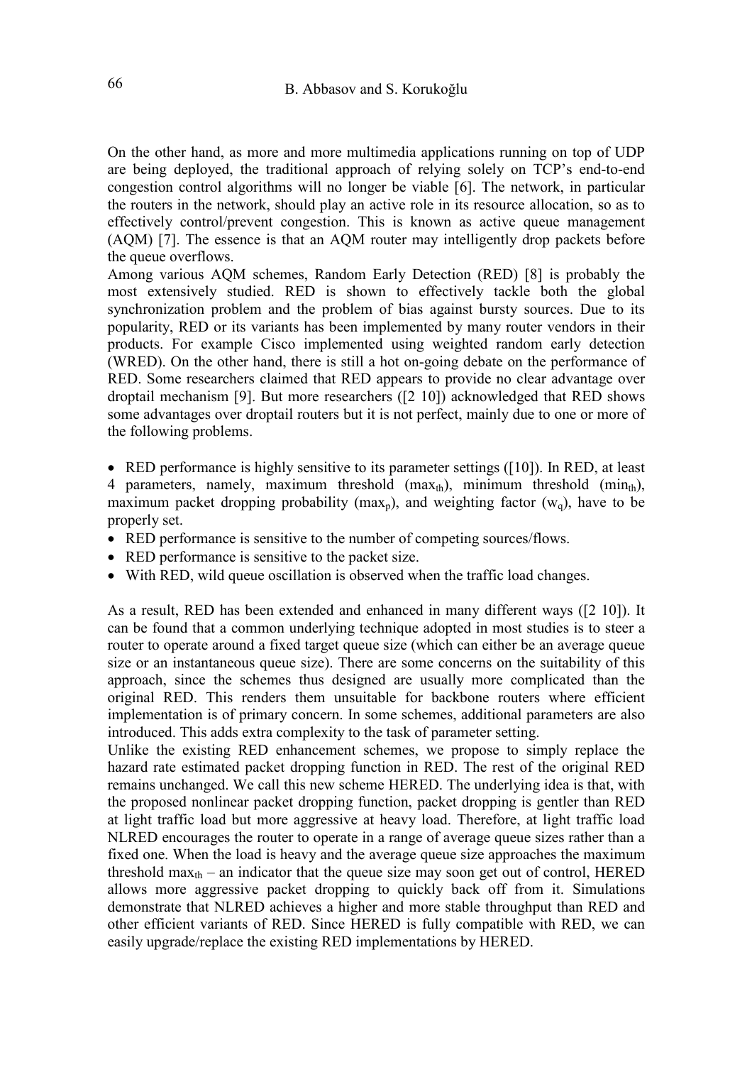On the other hand, as more and more multimedia applications running on top of UDP are being deployed, the traditional approach of relying solely on TCP's end-to-end congestion control algorithms will no longer be viable [6]. The network, in particular the routers in the network, should play an active role in its resource allocation, so as to effectively control/prevent congestion. This is known as active queue management (AQM) [7]. The essence is that an AQM router may intelligently drop packets before the queue overflows.

Among various AQM schemes, Random Early Detection (RED) [8] is probably the most extensively studied. RED is shown to effectively tackle both the global synchronization problem and the problem of bias against bursty sources. Due to its popularity, RED or its variants has been implemented by many router vendors in their products. For example Cisco implemented using weighted random early detection (WRED). On the other hand, there is still a hot on-going debate on the performance of RED. Some researchers claimed that RED appears to provide no clear advantage over droptail mechanism [9]. But more researchers ([2 10]) acknowledged that RED shows some advantages over droptail routers but it is not perfect, mainly due to one or more of the following problems.

- RED performance is highly sensitive to its parameter settings ([10]). In RED, at least 4 parameters, namely, maximum threshold ($max_{th}$), minimum threshold ($min_{th}$), maximum packet dropping probability ($max_p$), and weighting factor ($w_q$), have to be properly set.
- RED performance is sensitive to the number of competing sources/flows.
- RED performance is sensitive to the packet size.
- With RED, wild queue oscillation is observed when the traffic load changes.

As a result, RED has been extended and enhanced in many different ways ([2 10]). It can be found that a common underlying technique adopted in most studies is to steer a router to operate around a fixed target queue size (which can either be an average queue size or an instantaneous queue size). There are some concerns on the suitability of this approach, since the schemes thus designed are usually more complicated than the original RED. This renders them unsuitable for backbone routers where efficient implementation is of primary concern. In some schemes, additional parameters are also introduced. This adds extra complexity to the task of parameter setting.

Unlike the existing RED enhancement schemes, we propose to simply replace the hazard rate estimated packet dropping function in RED. The rest of the original RED remains unchanged. We call this new scheme HERED. The underlying idea is that, with the proposed nonlinear packet dropping function, packet dropping is gentler than RED at light traffic load but more aggressive at heavy load. Therefore, at light traffic load NLRED encourages the router to operate in a range of average queue sizes rather than a fixed one. When the load is heavy and the average queue size approaches the maximum threshold $max_{th}$ – an indicator that the queue size may soon get out of control, HERED allows more aggressive packet dropping to quickly back off from it. Simulations demonstrate that NLRED achieves a higher and more stable throughput than RED and other efficient variants of RED. Since HERED is fully compatible with RED, we can easily upgrade/replace the existing RED implementations by HERED.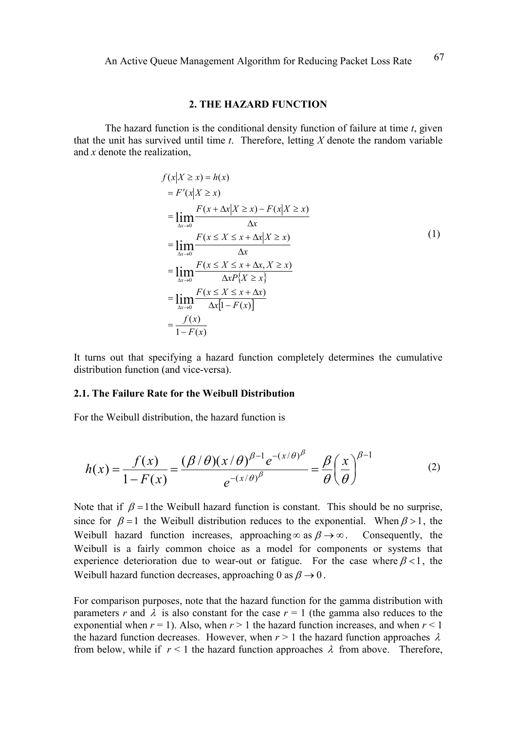## 2. THE HAZARD FUNCTION

The hazard function is the conditional density function of failure at time *t*, given that the unit has survived until time *t*. Therefore, letting *X* denote the random variable and *x* denote the realization,

$$
\begin{aligned}
& f(x|X \geq x) = h(x) \\
& = F'(x|X \geq x) \\
& = \lim_{\Delta x \to 0} \frac{F(x + \Delta x | X \geq x) - F(x|X \geq x)}{\Delta x} \\
& = \lim_{\Delta x \to 0} \frac{F(x \leq X \leq x + \Delta x | X \geq x)}{\Delta x} \\
& = \lim_{\Delta x \to 0} \frac{F(x \leq X \leq x + \Delta x, X \geq x)}{\Delta x P\{X \geq x\}} \\
& = \lim_{\Delta x \to 0} \frac{F(x \leq X \leq x + \Delta x)}{\Delta x [1 - F(x)]} \\
& = \frac{f(x)}{1 - F(x)}
\end{aligned}
\tag{1}
$$

It turns out that specifying a hazard function completely determines the cumulative distribution function (and vice-versa).

### 2.1. The Failure Rate for the Weibull Distribution

For the Weibull distribution, the hazard function is

$$
h(x) = \frac{f(x)}{1 - F(x)} = \frac{(\beta/\theta)(x/\theta)^{\beta - 1} e^{-(x/\theta)^{\beta}}}{e^{-(x/\theta)^{\beta}}} = \frac{\beta}{\theta}\left(\frac{x}{\theta}\right)^{\beta - 1}
\tag{2}
$$

Note that if $\beta = 1$ the Weibull hazard function is constant. This should be no surprise, since for $\beta = 1$ the Weibull distribution reduces to the exponential. When $\beta > 1$, the Weibull hazard function increases, approaching $\infty$ as $\beta \to \infty$. Consequently, the Weibull is a fairly common choice as a model for components or systems that experience deterioration due to wear-out or fatigue. For the case where $\beta < 1$, the Weibull hazard function decreases, approaching 0 as $\beta \to 0$.

For comparison purposes, note that the hazard function for the gamma distribution with parameters *r* and $\lambda$ is also constant for the case $r = 1$ (the gamma also reduces to the exponential when $r = 1$). Also, when $r > 1$ the hazard function increases, and when $r < 1$ the hazard function decreases. However, when $r > 1$ the hazard function approaches $\lambda$ from below, while if $r < 1$ the hazard function approaches $\lambda$ from above. Therefore,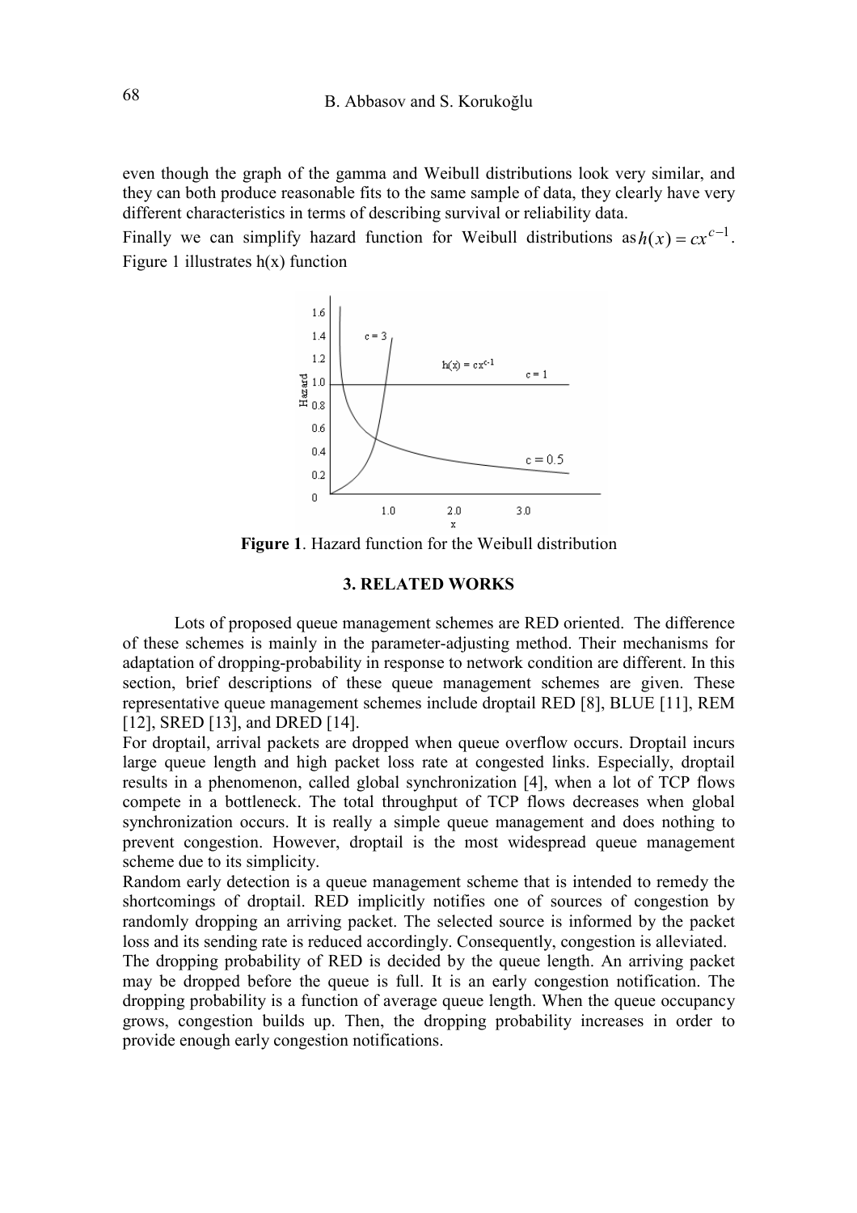even though the graph of the gamma and Weibull distributions look very similar, and they can both produce reasonable fits to the same sample of data, they clearly have very different characteristics in terms of describing survival or reliability data.

Finally we can simplify hazard function for Weibull distributions as $h(x) = cx^{c-1}$. Figure 1 illustrates h(x) function

**Figure 1**. Hazard function for the Weibull distribution

### 3. RELATED WORKS

Lots of proposed queue management schemes are RED oriented. The difference of these schemes is mainly in the parameter-adjusting method. Their mechanisms for adaptation of dropping-probability in response to network condition are different. In this section, brief descriptions of these queue management schemes are given. These representative queue management schemes include droptail RED [8], BLUE [11], REM [12], SRED [13], and DRED [14].

For droptail, arrival packets are dropped when queue overflow occurs. Droptail incurs large queue length and high packet loss rate at congested links. Especially, droptail results in a phenomenon, called global synchronization [4], when a lot of TCP flows compete in a bottleneck. The total throughput of TCP flows decreases when global synchronization occurs. It is really a simple queue management and does nothing to prevent congestion. However, droptail is the most widespread queue management scheme due to its simplicity.

Random early detection is a queue management scheme that is intended to remedy the shortcomings of droptail. RED implicitly notifies one of sources of congestion by randomly dropping an arriving packet. The selected source is informed by the packet loss and its sending rate is reduced accordingly. Consequently, congestion is alleviated.

The dropping probability of RED is decided by the queue length. An arriving packet may be dropped before the queue is full. It is an early congestion notification. The dropping probability is a function of average queue length. When the queue occupancy grows, congestion builds up. Then, the dropping probability increases in order to provide enough early congestion notifications.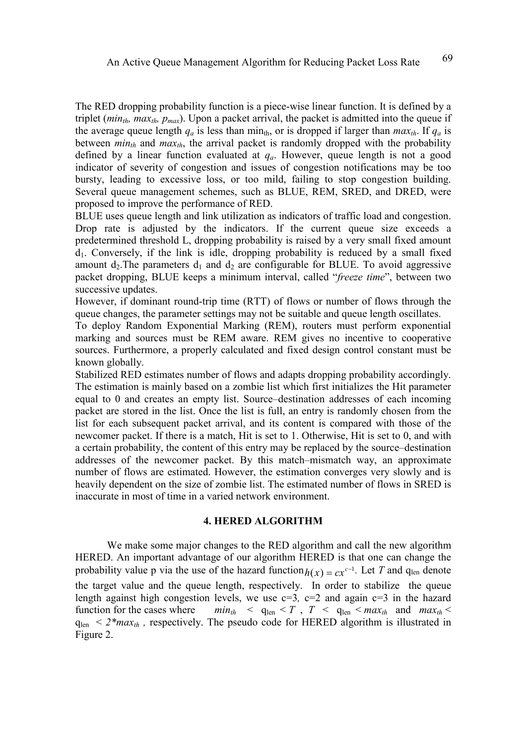The RED dropping probability function is a piece-wise linear function. It is defined by a triplet ($min_{th}$, $max_{th}$, $p_{max}$). Upon a packet arrival, the packet is admitted into the queue if the average queue length $q_a$ is less than $min_{th}$, or is dropped if larger than $max_{th}$. If $q_a$ is between $min_{th}$ and $max_{th}$, the arrival packet is randomly dropped with the probability defined by a linear function evaluated at $q_a$. However, queue length is not a good indicator of severity of congestion and issues of congestion notifications may be too bursty, leading to excessive loss, or too mild, failing to stop congestion building. Several queue management schemes, such as BLUE, REM, SRED, and DRED, were proposed to improve the performance of RED.

BLUE uses queue length and link utilization as indicators of traffic load and congestion. Drop rate is adjusted by the indicators. If the current queue size exceeds a predetermined threshold L, dropping probability is raised by a very small fixed amount $d_1$. Conversely, if the link is idle, dropping probability is reduced by a small fixed amount $d_2$.The parameters $d_1$ and $d_2$ are configurable for BLUE. To avoid aggressive packet dropping, BLUE keeps a minimum interval, called "*freeze time*", between two successive updates.

However, if dominant round-trip time (RTT) of flows or number of flows through the queue changes, the parameter settings may not be suitable and queue length oscillates.

To deploy Random Exponential Marking (REM), routers must perform exponential marking and sources must be REM aware. REM gives no incentive to cooperative sources. Furthermore, a properly calculated and fixed design control constant must be known globally.

Stabilized RED estimates number of flows and adapts dropping probability accordingly. The estimation is mainly based on a zombie list which first initializes the Hit parameter equal to 0 and creates an empty list. Source–destination addresses of each incoming packet are stored in the list. Once the list is full, an entry is randomly chosen from the list for each subsequent packet arrival, and its content is compared with those of the newcomer packet. If there is a match, Hit is set to 1. Otherwise, Hit is set to 0, and with a certain probability, the content of this entry may be replaced by the source–destination addresses of the newcomer packet. By this match–mismatch way, an approximate number of flows are estimated. However, the estimation converges very slowly and is heavily dependent on the size of zombie list. The estimated number of flows in SRED is inaccurate in most of time in a varied network environment.

## 4. HERED ALGORITHM

We make some major changes to the RED algorithm and call the new algorithm HERED. An important advantage of our algorithm HERED is that one can change the probability value p via the use of the hazard function $h(x) = cx^{c-1}$. Let $T$ and $q_{len}$ denote the target value and the queue length, respectively. In order to stabilize the queue length against high congestion levels, we use c=3, c=2 and again c=3 in the hazard function for the cases where $min_{th} < q_{len} < T$, $T < q_{len} < max_{th}$ and $max_{th} < q_{len} < 2*max_{th}$, respectively. The pseudo code for HERED algorithm is illustrated in Figure 2.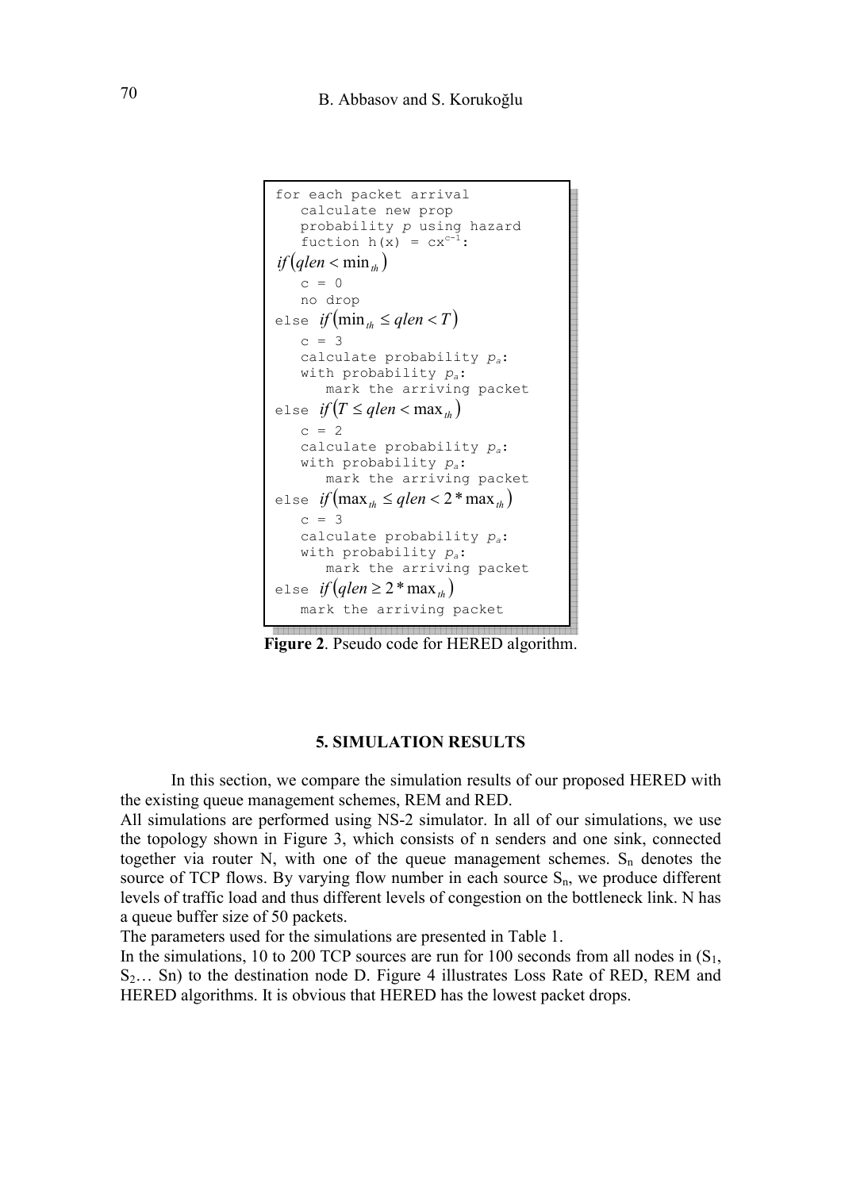```
for each packet arrival
   calculate new prop
   probability p using hazard
   fuction h(x) = cx^(c-1):
if (qlen < min_th)
   c = 0
   no drop
else if (min_th ≤ qlen < T)
   c = 3
   calculate probability p_a:
   with probability p_a:
      mark the arriving packet
else if (T ≤ qlen < max_th)
   c = 2
   calculate probability p_a:
   with probability p_a:
      mark the arriving packet
else if (max_th ≤ qlen < 2*max_th)
   c = 3
   calculate probability p_a:
   with probability p_a:
      mark the arriving packet
else if (qlen ≥ 2*max_th)
   mark the arriving packet
```

**Figure 2**. Pseudo code for HERED algorithm.

## 5. SIMULATION RESULTS

In this section, we compare the simulation results of our proposed HERED with the existing queue management schemes, REM and RED.

All simulations are performed using NS-2 simulator. In all of our simulations, we use the topology shown in Figure 3, which consists of n senders and one sink, connected together via router N, with one of the queue management schemes. $S_n$ denotes the source of TCP flows. By varying flow number in each source $S_n$, we produce different levels of traffic load and thus different levels of congestion on the bottleneck link. N has a queue buffer size of 50 packets.

The parameters used for the simulations are presented in Table 1.

In the simulations, 10 to 200 TCP sources are run for 100 seconds from all nodes in ($S_1$, $S_2$… Sn) to the destination node D. Figure 4 illustrates Loss Rate of RED, REM and HERED algorithms. It is obvious that HERED has the lowest packet drops.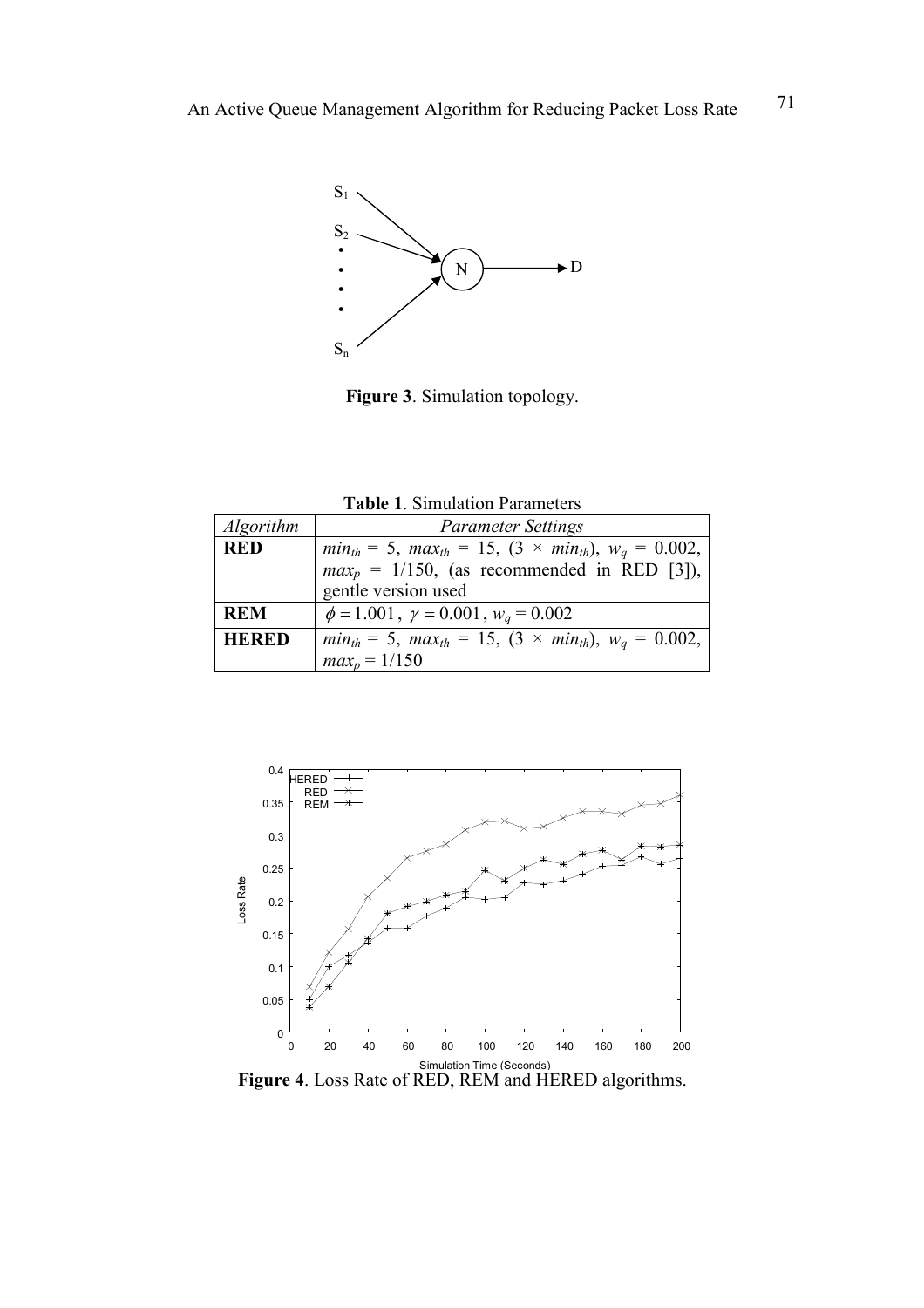**Figure 3**. Simulation topology.

**Table 1**. Simulation Parameters

| *Algorithm* | *Parameter Settings* |
|---|---|
| **RED** | $min_{th}$ = 5, $max_{th}$ = 15, (3 × $min_{th}$), $w_q$ = 0.002, $max_p$ = 1/150, (as recommended in RED [3]), gentle version used |
| **REM** | $\phi = 1.001$, $\gamma = 0.001$, $w_q$ = 0.002 |
| **HERED** | $min_{th}$ = 5, $max_{th}$ = 15, (3 × $min_{th}$), $w_q$ = 0.002, $max_p$ = 1/150 |

**Figure 4**. Loss Rate of RED, REM and HERED algorithms.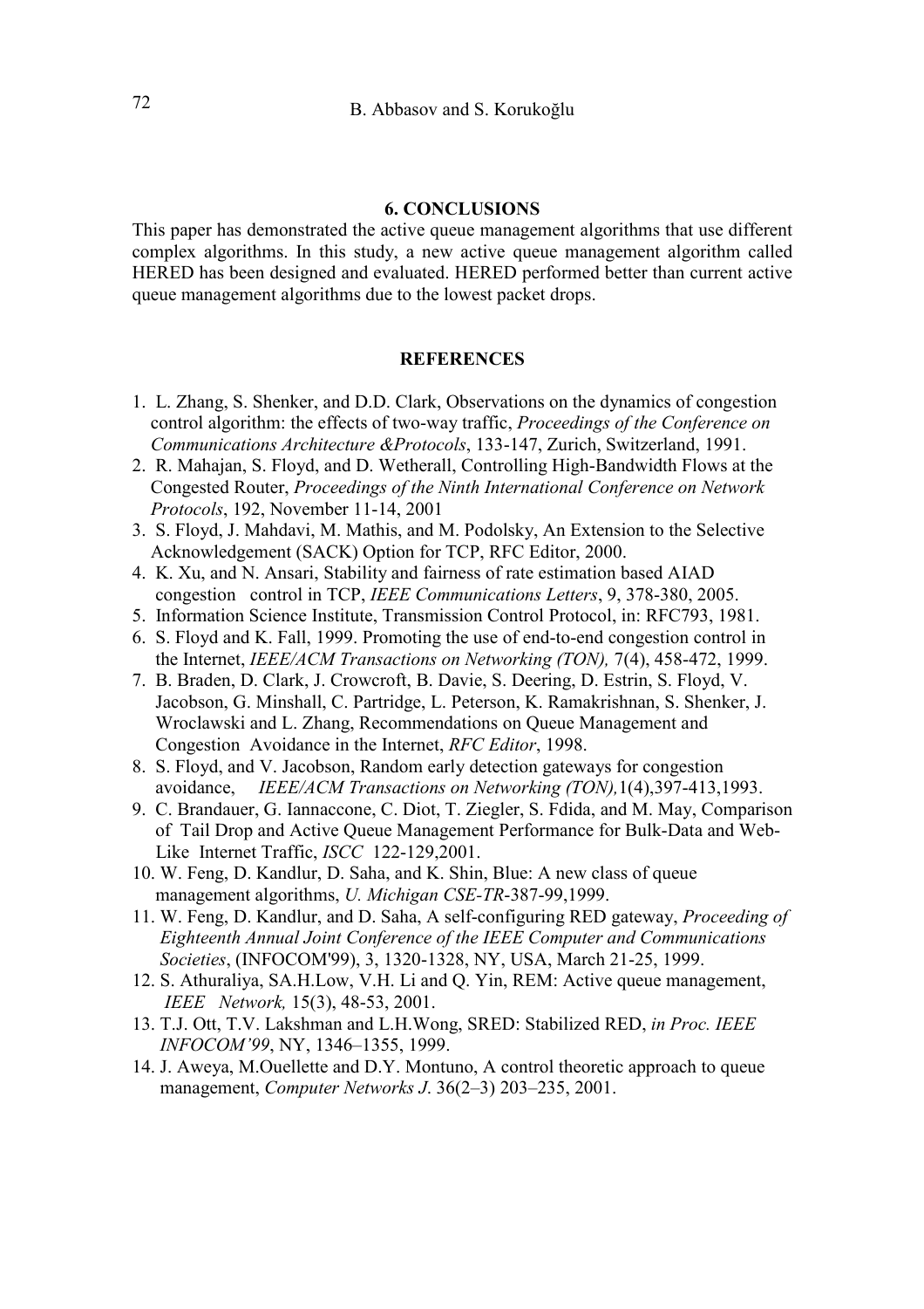## 6. CONCLUSIONS

This paper has demonstrated the active queue management algorithms that use different complex algorithms. In this study, a new active queue management algorithm called HERED has been designed and evaluated. HERED performed better than current active queue management algorithms due to the lowest packet drops.

## REFERENCES

1. L. Zhang, S. Shenker, and D.D. Clark, Observations on the dynamics of congestion control algorithm: the effects of two-way traffic, *Proceedings of the Conference on Communications Architecture &Protocols*, 133-147, Zurich, Switzerland, 1991.
2. R. Mahajan, S. Floyd, and D. Wetherall, Controlling High-Bandwidth Flows at the Congested Router, *Proceedings of the Ninth International Conference on Network Protocols*, 192, November 11-14, 2001
3. S. Floyd, J. Mahdavi, M. Mathis, and M. Podolsky, An Extension to the Selective Acknowledgement (SACK) Option for TCP, RFC Editor, 2000.
4. K. Xu, and N. Ansari, Stability and fairness of rate estimation based AIAD congestion control in TCP, *IEEE Communications Letters*, 9, 378-380, 2005.
5. Information Science Institute, Transmission Control Protocol, in: RFC793, 1981.
6. S. Floyd and K. Fall, 1999. Promoting the use of end-to-end congestion control in the Internet, *IEEE/ACM Transactions on Networking (TON),* 7(4), 458-472, 1999.
7. B. Braden, D. Clark, J. Crowcroft, B. Davie, S. Deering, D. Estrin, S. Floyd, V. Jacobson, G. Minshall, C. Partridge, L. Peterson, K. Ramakrishnan, S. Shenker, J. Wroclawski and L. Zhang, Recommendations on Queue Management and Congestion Avoidance in the Internet, *RFC Editor*, 1998.
8. S. Floyd, and V. Jacobson, Random early detection gateways for congestion avoidance, *IEEE/ACM Transactions on Networking (TON),*1(4),397-413,1993.
9. C. Brandauer, G. Iannaccone, C. Diot, T. Ziegler, S. Fdida, and M. May, Comparison of Tail Drop and Active Queue Management Performance for Bulk-Data and Web-Like Internet Traffic, *ISCC* 122-129,2001.
10. W. Feng, D. Kandlur, D. Saha, and K. Shin, Blue: A new class of queue management algorithms, *U. Michigan CSE-TR*-387-99,1999.
11. W. Feng, D. Kandlur, and D. Saha, A self-configuring RED gateway, *Proceeding of Eighteenth Annual Joint Conference of the IEEE Computer and Communications Societies*, (INFOCOM'99), 3, 1320-1328, NY, USA, March 21-25, 1999.
12. S. Athuraliya, SA.H.Low, V.H. Li and Q. Yin, REM: Active queue management, *IEEE Network,* 15(3), 48-53, 2001.
13. T.J. Ott, T.V. Lakshman and L.H.Wong, SRED: Stabilized RED, *in Proc. IEEE INFOCOM'99*, NY, 1346–1355, 1999.
14. J. Aweya, M.Ouellette and D.Y. Montuno, A control theoretic approach to queue management, *Computer Networks J*. 36(2–3) 203–235, 2001.